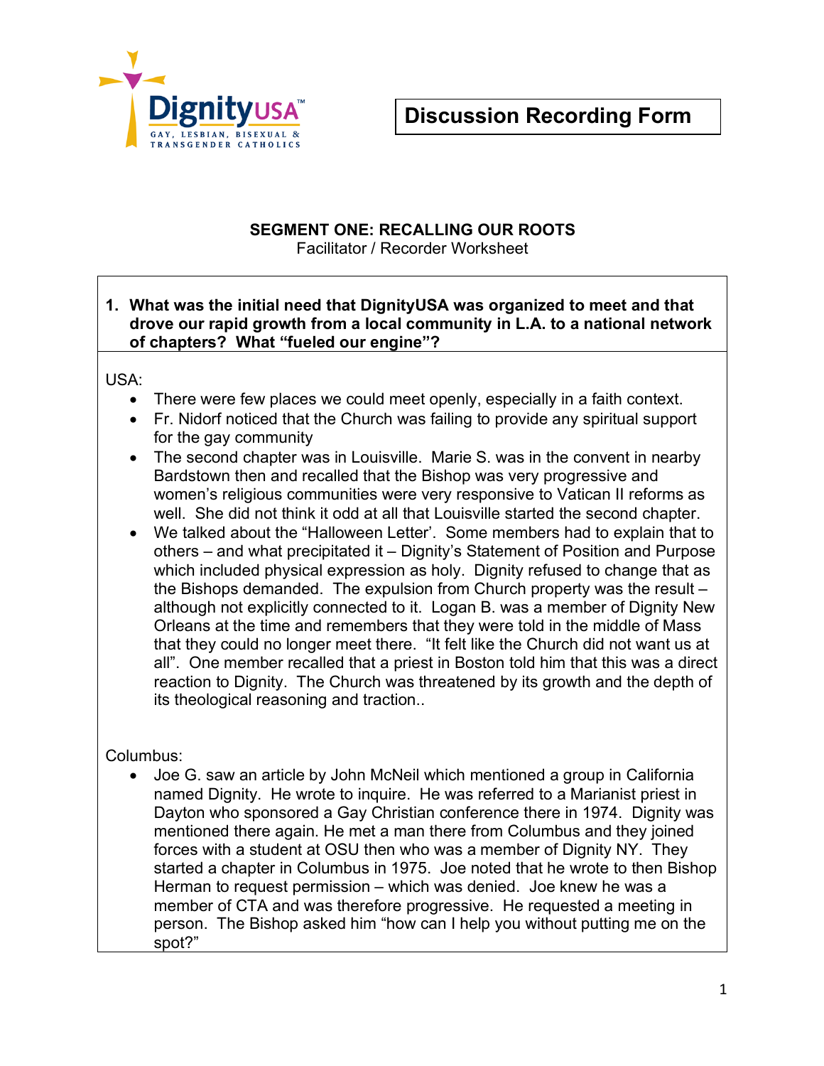DignityUSA

GAY, LESBIAN, BISEXUAL & TRANSGENDER CATHOLICS

# Discussion Recording Form

## SEGMENT ONE: RECALLING OUR ROOTS

Facilitator / Recorder Worksheet

**1. What was the initial need that DignityUSA was organized to meet and that drove our rapid growth from a local community in L.A. to a national network of chapters? What "fueled our engine"?**

USA:

- There were few places we could meet openly, especially in a faith context.
- Fr. Nidorf noticed that the Church was failing to provide any spiritual support for the gay community
- The second chapter was in Louisville. Marie S. was in the convent in nearby Bardstown then and recalled that the Bishop was very progressive and women's religious communities were very responsive to Vatican II reforms as well. She did not think it odd at all that Louisville started the second chapter.
- We talked about the "Halloween Letter'. Some members had to explain that to others – and what precipitated it – Dignity's Statement of Position and Purpose which included physical expression as holy. Dignity refused to change that as the Bishops demanded. The expulsion from Church property was the result – although not explicitly connected to it. Logan B. was a member of Dignity New Orleans at the time and remembers that they were told in the middle of Mass that they could no longer meet there. "It felt like the Church did not want us at all". One member recalled that a priest in Boston told him that this was a direct reaction to Dignity. The Church was threatened by its growth and the depth of its theological reasoning and traction..

Columbus:

- Joe G. saw an article by John McNeil which mentioned a group in California named Dignity. He wrote to inquire. He was referred to a Marianist priest in Dayton who sponsored a Gay Christian conference there in 1974. Dignity was mentioned there again. He met a man there from Columbus and they joined forces with a student at OSU then who was a member of Dignity NY. They started a chapter in Columbus in 1975. Joe noted that he wrote to then Bishop Herman to request permission – which was denied. Joe knew he was a member of CTA and was therefore progressive. He requested a meeting in person. The Bishop asked him "how can I help you without putting me on the spot?"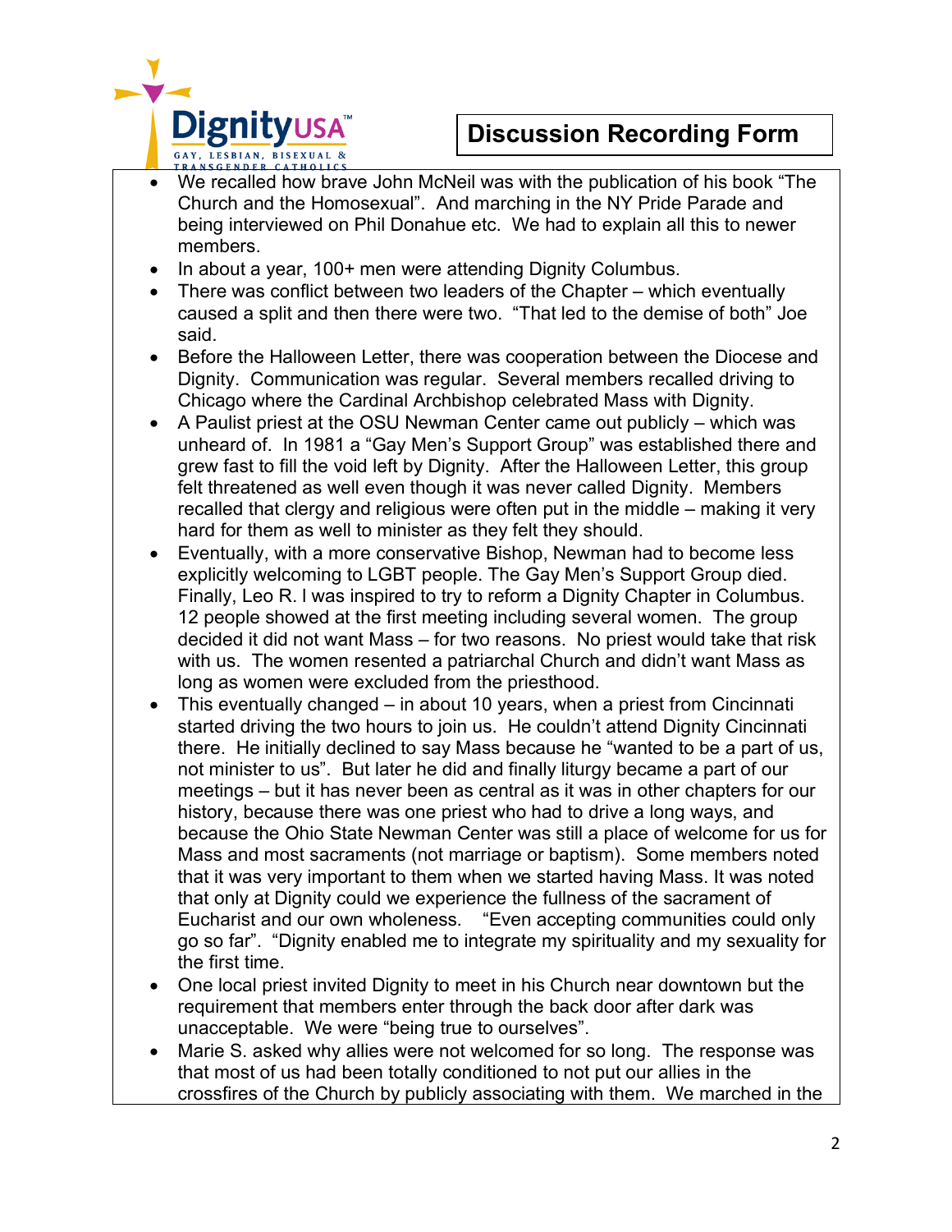**Discussion Recording Form**

- We recalled how brave John McNeil was with the publication of his book "The Church and the Homosexual". And marching in the NY Pride Parade and being interviewed on Phil Donahue etc. We had to explain all this to newer members.
- In about a year, 100+ men were attending Dignity Columbus.
- There was conflict between two leaders of the Chapter – which eventually caused a split and then there were two. "That led to the demise of both" Joe said.
- Before the Halloween Letter, there was cooperation between the Diocese and Dignity. Communication was regular. Several members recalled driving to Chicago where the Cardinal Archbishop celebrated Mass with Dignity.
- A Paulist priest at the OSU Newman Center came out publicly – which was unheard of. In 1981 a "Gay Men's Support Group" was established there and grew fast to fill the void left by Dignity. After the Halloween Letter, this group felt threatened as well even though it was never called Dignity. Members recalled that clergy and religious were often put in the middle – making it very hard for them as well to minister as they felt they should.
- Eventually, with a more conservative Bishop, Newman had to become less explicitly welcoming to LGBT people. The Gay Men's Support Group died. Finally, Leo R. I was inspired to try to reform a Dignity Chapter in Columbus. 12 people showed at the first meeting including several women. The group decided it did not want Mass – for two reasons. No priest would take that risk with us. The women resented a patriarchal Church and didn't want Mass as long as women were excluded from the priesthood.
- This eventually changed – in about 10 years, when a priest from Cincinnati started driving the two hours to join us. He couldn't attend Dignity Cincinnati there. He initially declined to say Mass because he "wanted to be a part of us, not minister to us". But later he did and finally liturgy became a part of our meetings – but it has never been as central as it was in other chapters for our history, because there was one priest who had to drive a long ways, and because the Ohio State Newman Center was still a place of welcome for us for Mass and most sacraments (not marriage or baptism). Some members noted that it was very important to them when we started having Mass. It was noted that only at Dignity could we experience the fullness of the sacrament of Eucharist and our own wholeness. "Even accepting communities could only go so far". "Dignity enabled me to integrate my spirituality and my sexuality for the first time.
- One local priest invited Dignity to meet in his Church near downtown but the requirement that members enter through the back door after dark was unacceptable. We were "being true to ourselves".
- Marie S. asked why allies were not welcomed for so long. The response was that most of us had been totally conditioned to not put our allies in the crossfires of the Church by publicly associating with them. We marched in the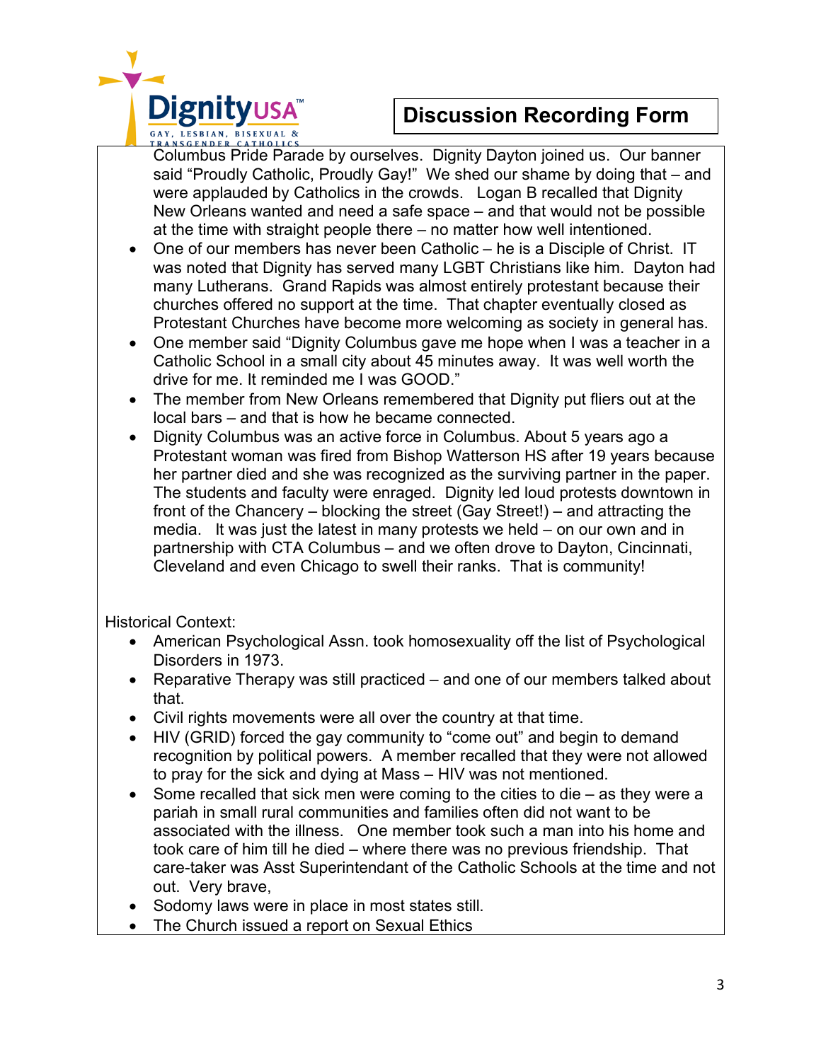Columbus Pride Parade by ourselves. Dignity Dayton joined us. Our banner said "Proudly Catholic, Proudly Gay!" We shed our shame by doing that – and were applauded by Catholics in the crowds. Logan B recalled that Dignity New Orleans wanted and need a safe space – and that would not be possible at the time with straight people there – no matter how well intentioned.

- One of our members has never been Catholic – he is a Disciple of Christ. IT was noted that Dignity has served many LGBT Christians like him. Dayton had many Lutherans. Grand Rapids was almost entirely protestant because their churches offered no support at the time. That chapter eventually closed as Protestant Churches have become more welcoming as society in general has.
- One member said "Dignity Columbus gave me hope when I was a teacher in a Catholic School in a small city about 45 minutes away. It was well worth the drive for me. It reminded me I was GOOD."
- The member from New Orleans remembered that Dignity put fliers out at the local bars – and that is how he became connected.
- Dignity Columbus was an active force in Columbus. About 5 years ago a Protestant woman was fired from Bishop Watterson HS after 19 years because her partner died and she was recognized as the surviving partner in the paper. The students and faculty were enraged. Dignity led loud protests downtown in front of the Chancery – blocking the street (Gay Street!) – and attracting the media. It was just the latest in many protests we held – on our own and in partnership with CTA Columbus – and we often drove to Dayton, Cincinnati, Cleveland and even Chicago to swell their ranks. That is community!

Historical Context:

- American Psychological Assn. took homosexuality off the list of Psychological Disorders in 1973.
- Reparative Therapy was still practiced – and one of our members talked about that.
- Civil rights movements were all over the country at that time.
- HIV (GRID) forced the gay community to "come out" and begin to demand recognition by political powers. A member recalled that they were not allowed to pray for the sick and dying at Mass – HIV was not mentioned.
- Some recalled that sick men were coming to the cities to die – as they were a pariah in small rural communities and families often did not want to be associated with the illness. One member took such a man into his home and took care of him till he died – where there was no previous friendship. That care-taker was Asst Superintendant of the Catholic Schools at the time and not out. Very brave,
- Sodomy laws were in place in most states still.
- The Church issued a report on Sexual Ethics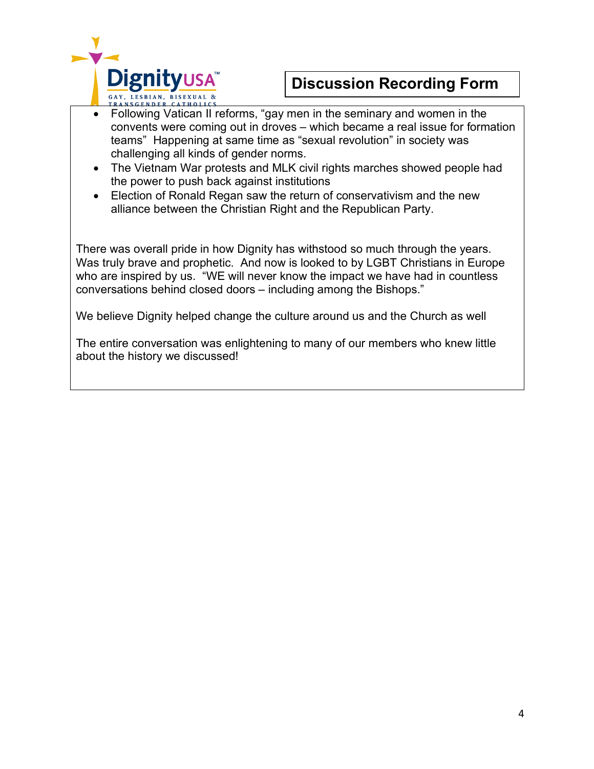DignityUSA
GAY, LESBIAN, BISEXUAL & TRANSGENDER CATHOLICS

## Discussion Recording Form

- Following Vatican II reforms, “gay men in the seminary and women in the convents were coming out in droves – which became a real issue for formation teams” Happening at same time as “sexual revolution” in society was challenging all kinds of gender norms.
- The Vietnam War protests and MLK civil rights marches showed people had the power to push back against institutions
- Election of Ronald Regan saw the return of conservativism and the new alliance between the Christian Right and the Republican Party.

There was overall pride in how Dignity has withstood so much through the years. Was truly brave and prophetic. And now is looked to by LGBT Christians in Europe who are inspired by us. “WE will never know the impact we have had in countless conversations behind closed doors – including among the Bishops.”

We believe Dignity helped change the culture around us and the Church as well

The entire conversation was enlightening to many of our members who knew little about the history we discussed!